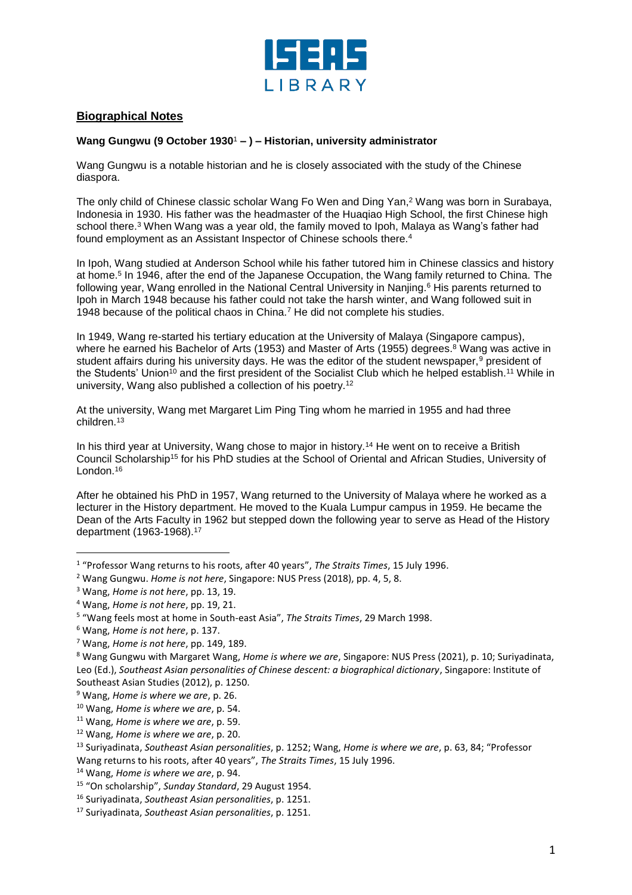## Biographical Notes

**Wang Gungwu (9 October 1930[1] – ) – Historian, university administrator**

Wang Gungwu is a notable historian and he is closely associated with the study of the Chinese diaspora.

The only child of Chinese classic scholar Wang Fo Wen and Ding Yan,[2] Wang was born in Surabaya, Indonesia in 1930. His father was the headmaster of the Huaqiao High School, the first Chinese high school there.[3] When Wang was a year old, the family moved to Ipoh, Malaya as Wang's father had found employment as an Assistant Inspector of Chinese schools there.[4]

In Ipoh, Wang studied at Anderson School while his father tutored him in Chinese classics and history at home.[5] In 1946, after the end of the Japanese Occupation, the Wang family returned to China. The following year, Wang enrolled in the National Central University in Nanjing.[6] His parents returned to Ipoh in March 1948 because his father could not take the harsh winter, and Wang followed suit in 1948 because of the political chaos in China.[7] He did not complete his studies.

In 1949, Wang re-started his tertiary education at the University of Malaya (Singapore campus), where he earned his Bachelor of Arts (1953) and Master of Arts (1955) degrees.[8] Wang was active in student affairs during his university days. He was the editor of the student newspaper,[9] president of the Students' Union[10] and the first president of the Socialist Club which he helped establish.[11] While in university, Wang also published a collection of his poetry.[12]

At the university, Wang met Margaret Lim Ping Ting whom he married in 1955 and had three children.[13]

In his third year at University, Wang chose to major in history.[14] He went on to receive a British Council Scholarship[15] for his PhD studies at the School of Oriental and African Studies, University of London.[16]

After he obtained his PhD in 1957, Wang returned to the University of Malaya where he worked as a lecturer in the History department. He moved to the Kuala Lumpur campus in 1959. He became the Dean of the Arts Faculty in 1962 but stepped down the following year to serve as Head of the History department (1963-1968).[17]

---

[1] "Professor Wang returns to his roots, after 40 years", *The Straits Times*, 15 July 1996.

[2] Wang Gungwu. *Home is not here*, Singapore: NUS Press (2018), pp. 4, 5, 8.

[3] Wang, *Home is not here*, pp. 13, 19.

[4] Wang, *Home is not here*, pp. 19, 21.

[5] "Wang feels most at home in South-east Asia", *The Straits Times*, 29 March 1998.

[6] Wang, *Home is not here*, p. 137.

[7] Wang, *Home is not here*, pp. 149, 189.

[8] Wang Gungwu with Margaret Wang, *Home is where we are*, Singapore: NUS Press (2021), p. 10; Suriyadinata, Leo (Ed.), *Southeast Asian personalities of Chinese descent: a biographical dictionary*, Singapore: Institute of Southeast Asian Studies (2012), p. 1250.

[9] Wang, *Home is where we are*, p. 26.

[10] Wang, *Home is where we are*, p. 54.

[11] Wang, *Home is where we are*, p. 59.

[12] Wang, *Home is where we are*, p. 20.

[13] Suriyadinata, *Southeast Asian personalities*, p. 1252; Wang, *Home is where we are*, p. 63, 84; "Professor Wang returns to his roots, after 40 years", *The Straits Times*, 15 July 1996.

[14] Wang, *Home is where we are*, p. 94.

[15] "On scholarship", *Sunday Standard*, 29 August 1954.

[16] Suriyadinata, *Southeast Asian personalities*, p. 1251.

[17] Suriyadinata, *Southeast Asian personalities*, p. 1251.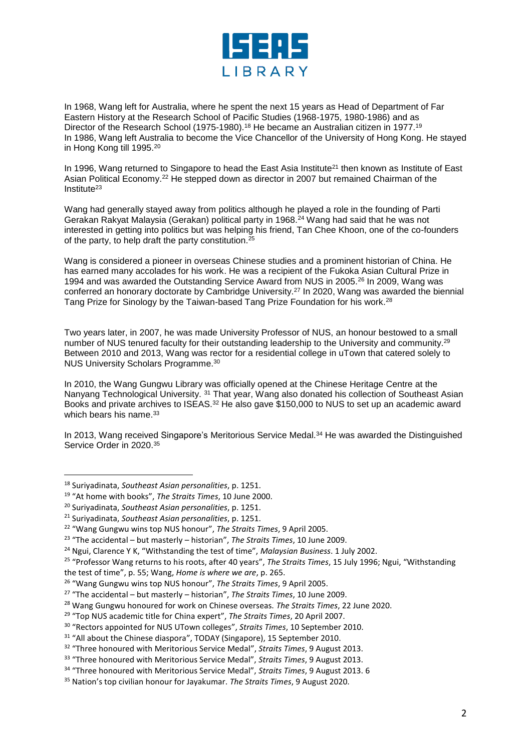In 1968, Wang left for Australia, where he spent the next 15 years as Head of Department of Far Eastern History at the Research School of Pacific Studies (1968-1975, 1980-1986) and as Director of the Research School (1975-1980).[18] He became an Australian citizen in 1977.[19] In 1986, Wang left Australia to become the Vice Chancellor of the University of Hong Kong. He stayed in Hong Kong till 1995.[20]

In 1996, Wang returned to Singapore to head the East Asia Institute[21] then known as Institute of East Asian Political Economy.[22] He stepped down as director in 2007 but remained Chairman of the Institute[23]

Wang had generally stayed away from politics although he played a role in the founding of Parti Gerakan Rakyat Malaysia (Gerakan) political party in 1968.[24] Wang had said that he was not interested in getting into politics but was helping his friend, Tan Chee Khoon, one of the co-founders of the party, to help draft the party constitution.[25]

Wang is considered a pioneer in overseas Chinese studies and a prominent historian of China. He has earned many accolades for his work. He was a recipient of the Fukoka Asian Cultural Prize in 1994 and was awarded the Outstanding Service Award from NUS in 2005.[26] In 2009, Wang was conferred an honorary doctorate by Cambridge University.[27] In 2020, Wang was awarded the biennial Tang Prize for Sinology by the Taiwan-based Tang Prize Foundation for his work.[28]

Two years later, in 2007, he was made University Professor of NUS, an honour bestowed to a small number of NUS tenured faculty for their outstanding leadership to the University and community.[29] Between 2010 and 2013, Wang was rector for a residential college in uTown that catered solely to NUS University Scholars Programme.[30]

In 2010, the Wang Gungwu Library was officially opened at the Chinese Heritage Centre at the Nanyang Technological University. [31] That year, Wang also donated his collection of Southeast Asian Books and private archives to ISEAS.[32] He also gave $150,000 to NUS to set up an academic award which bears his name.[33]

In 2013, Wang received Singapore's Meritorious Service Medal.[34] He was awarded the Distinguished Service Order in 2020.[35]

---

[18] Suriyadinata, *Southeast Asian personalities*, p. 1251.

[19] "At home with books", *The Straits Times*, 10 June 2000.

[20] Suriyadinata, *Southeast Asian personalities*, p. 1251.

[21] Suriyadinata, *Southeast Asian personalities*, p. 1251.

[22] "Wang Gungwu wins top NUS honour", *The Straits Times*, 9 April 2005.

[23] "The accidental – but masterly – historian", *The Straits Times*, 10 June 2009.

[24] Ngui, Clarence Y K, "Withstanding the test of time", *Malaysian Business*. 1 July 2002.

[25] "Professor Wang returns to his roots, after 40 years", *The Straits Times*, 15 July 1996; Ngui, "Withstanding the test of time", p. 55; Wang, *Home is where we are*, p. 265.

[26] "Wang Gungwu wins top NUS honour", *The Straits Times*, 9 April 2005.

[27] "The accidental – but masterly – historian", *The Straits Times*, 10 June 2009.

[28] Wang Gungwu honoured for work on Chinese overseas. *The Straits Times*, 22 June 2020.

[29] "Top NUS academic title for China expert", *The Straits Times*, 20 April 2007.

[30] "Rectors appointed for NUS UTown colleges", *Straits Times*, 10 September 2010.

[31] "All about the Chinese diaspora", TODAY (Singapore), 15 September 2010.

[32] "Three honoured with Meritorious Service Medal", *Straits Times*, 9 August 2013.

[33] "Three honoured with Meritorious Service Medal", *Straits Times*, 9 August 2013.

[34] "Three honoured with Meritorious Service Medal", *Straits Times*, 9 August 2013. 6

[35] Nation's top civilian honour for Jayakumar. *The Straits Times*, 9 August 2020.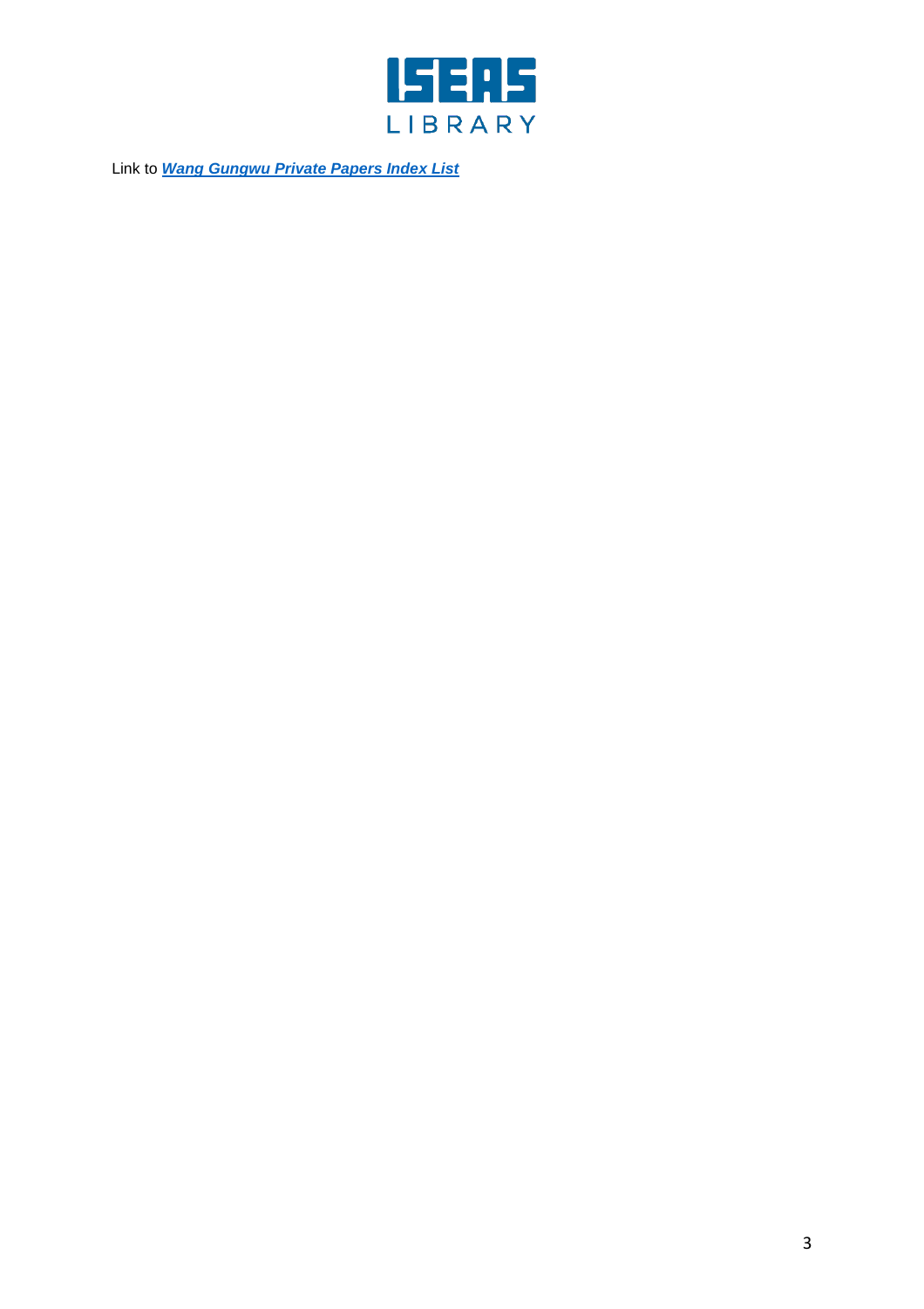ISEAS LIBRARY

Link to ***[Wang Gungwu Private Papers Index List]()***